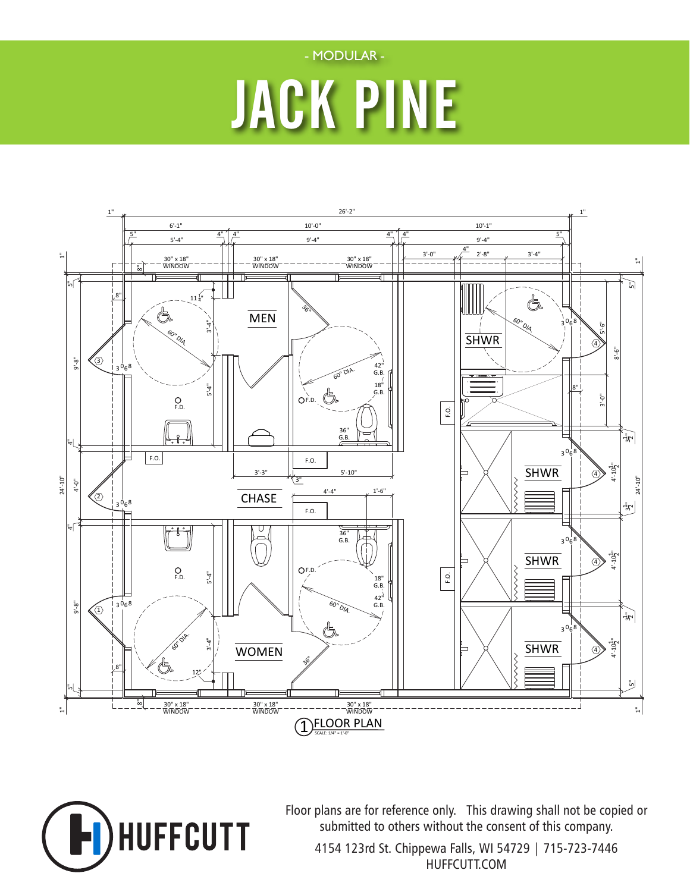- MODULAR -

# JACK PINE

1 FLOOR PLAN

SCALE: 1/4" = 1'-0"

Floor plans are for reference only. This drawing shall not be copied or submitted to others without the consent of this company.

4154 123rd St. Chippewa Falls, WI 54729 | 715-723-7446

HUFFCUTT.COM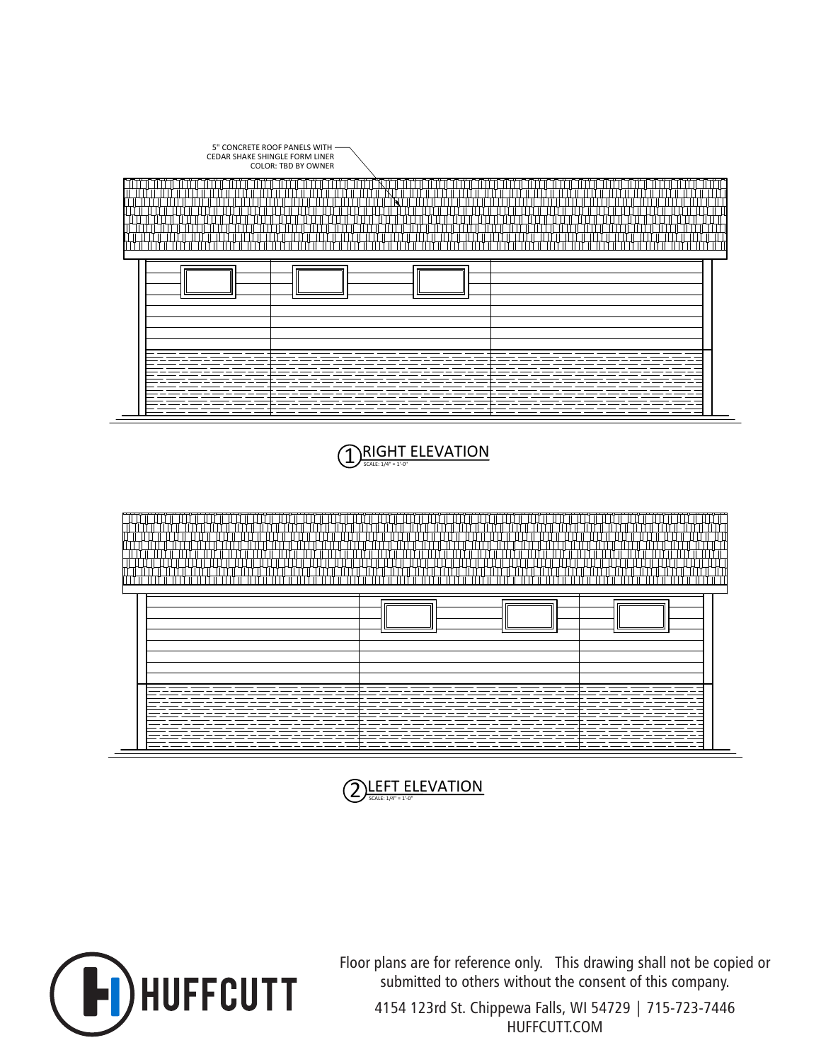5" CONCRETE ROOF PANELS WITH CEDAR SHAKE SHINGLE FORM LINER COLOR: TBD BY OWNER

1 RIGHT ELEVATION

SCALE: 1/4" = 1'-0"

2 LEFT ELEVATION

SCALE: 1/4" = 1'-0"

HUFFCUTT

Floor plans are for reference only. This drawing shall not be copied or submitted to others without the consent of this company.

4154 123rd St. Chippewa Falls, WI 54729 | 715-723-7446

HUFFCUTT.COM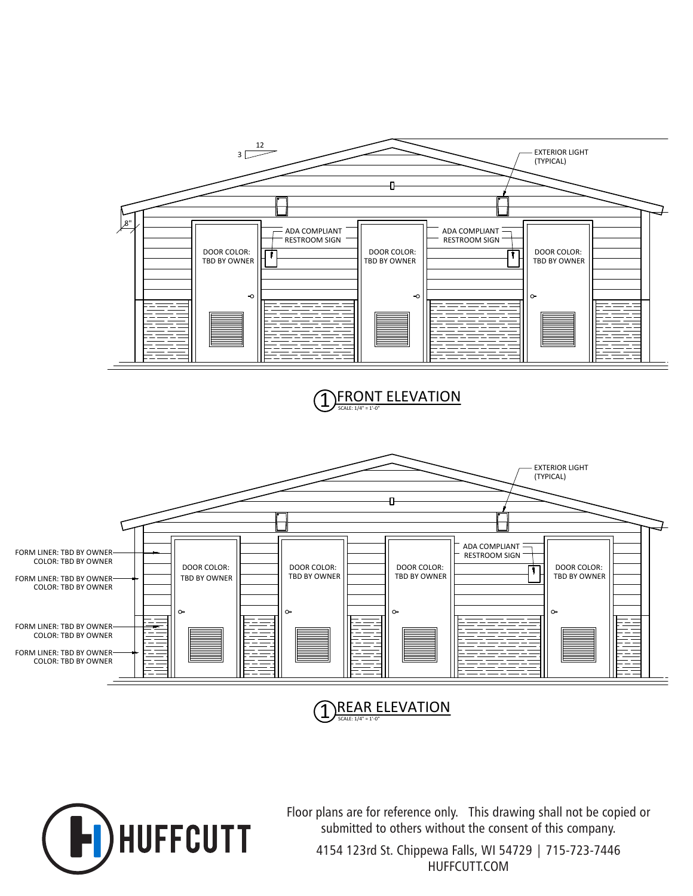3 | 12

EXTERIOR LIGHT (TYPICAL)

8"

ADA COMPLIANT RESTROOM SIGN

ADA COMPLIANT RESTROOM SIGN

DOOR COLOR: TBD BY OWNER

DOOR COLOR: TBD BY OWNER

DOOR COLOR: TBD BY OWNER

## 1 FRONT ELEVATION

SCALE: 1/4" = 1'-0"

EXTERIOR LIGHT (TYPICAL)

FORM LINER: TBD BY OWNER
COLOR: TBD BY OWNER

FORM LINER: TBD BY OWNER
COLOR: TBD BY OWNER

FORM LINER: TBD BY OWNER
COLOR: TBD BY OWNER

FORM LINER: TBD BY OWNER
COLOR: TBD BY OWNER

DOOR COLOR: TBD BY OWNER

DOOR COLOR: TBD BY OWNER

DOOR COLOR: TBD BY OWNER

ADA COMPLIANT RESTROOM SIGN

DOOR COLOR: TBD BY OWNER

## 1 REAR ELEVATION

SCALE: 1/4" = 1'-0"

HUFFCUTT

Floor plans are for reference only. This drawing shall not be copied or submitted to others without the consent of this company.

4154 123rd St. Chippewa Falls, WI 54729 | 715-723-7446
HUFFCUTT.COM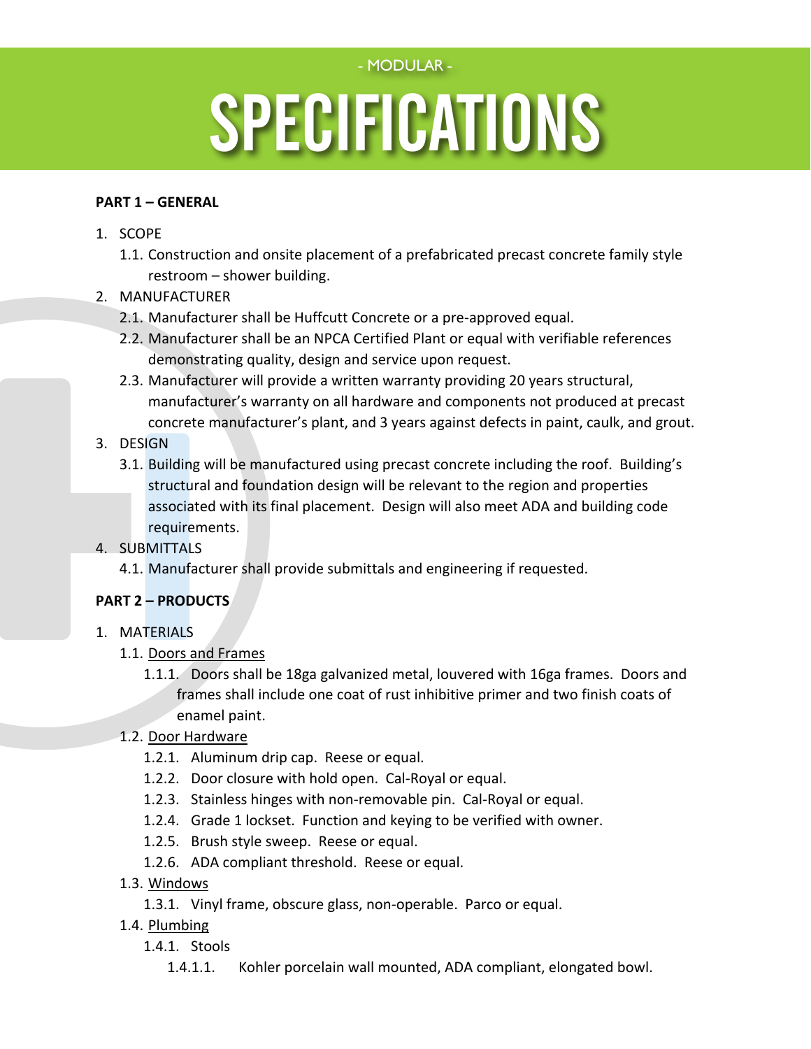- MODULAR -

# SPECIFICATIONS

**PART 1 – GENERAL**

1. SCOPE
   1.1. Construction and onsite placement of a prefabricated precast concrete family style restroom – shower building.
2. MANUFACTURER
   2.1. Manufacturer shall be Huffcutt Concrete or a pre-approved equal.
   2.2. Manufacturer shall be an NPCA Certified Plant or equal with verifiable references demonstrating quality, design and service upon request.
   2.3. Manufacturer will provide a written warranty providing 20 years structural, manufacturer's warranty on all hardware and components not produced at precast concrete manufacturer's plant, and 3 years against defects in paint, caulk, and grout.
3. DESIGN
   3.1. Building will be manufactured using precast concrete including the roof. Building's structural and foundation design will be relevant to the region and properties associated with its final placement. Design will also meet ADA and building code requirements.
4. SUBMITTALS
   4.1. Manufacturer shall provide submittals and engineering if requested.

**PART 2 – PRODUCTS**

1. MATERIALS
   1.1. Doors and Frames
      1.1.1. Doors shall be 18ga galvanized metal, louvered with 16ga frames. Doors and frames shall include one coat of rust inhibitive primer and two finish coats of enamel paint.
   1.2. Door Hardware
      1.2.1. Aluminum drip cap. Reese or equal.
      1.2.2. Door closure with hold open. Cal-Royal or equal.
      1.2.3. Stainless hinges with non-removable pin. Cal-Royal or equal.
      1.2.4. Grade 1 lockset. Function and keying to be verified with owner.
      1.2.5. Brush style sweep. Reese or equal.
      1.2.6. ADA compliant threshold. Reese or equal.
   1.3. Windows
      1.3.1. Vinyl frame, obscure glass, non-operable. Parco or equal.
   1.4. Plumbing
      1.4.1. Stools
         1.4.1.1. Kohler porcelain wall mounted, ADA compliant, elongated bowl.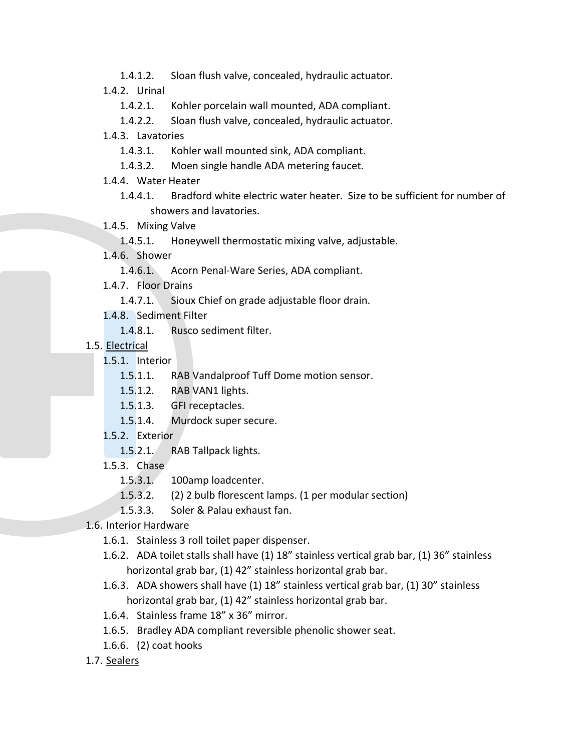- 1.4.1.2. Sloan flush valve, concealed, hydraulic actuator.
- 1.4.2. Urinal
  - 1.4.2.1. Kohler porcelain wall mounted, ADA compliant.
  - 1.4.2.2. Sloan flush valve, concealed, hydraulic actuator.
- 1.4.3. Lavatories
  - 1.4.3.1. Kohler wall mounted sink, ADA compliant.
  - 1.4.3.2. Moen single handle ADA metering faucet.
- 1.4.4. Water Heater
  - 1.4.4.1. Bradford white electric water heater. Size to be sufficient for number of showers and lavatories.
- 1.4.5. Mixing Valve
  - 1.4.5.1. Honeywell thermostatic mixing valve, adjustable.
- 1.4.6. Shower
  - 1.4.6.1. Acorn Penal-Ware Series, ADA compliant.
- 1.4.7. Floor Drains
  - 1.4.7.1. Sioux Chief on grade adjustable floor drain.
- 1.4.8. Sediment Filter
  - 1.4.8.1. Rusco sediment filter.

1.5. <u>Electrical</u>

- 1.5.1. Interior
  - 1.5.1.1. RAB Vandalproof Tuff Dome motion sensor.
  - 1.5.1.2. RAB VAN1 lights.
  - 1.5.1.3. GFI receptacles.
  - 1.5.1.4. Murdock super secure.
- 1.5.2. Exterior
  - 1.5.2.1. RAB Tallpack lights.
- 1.5.3. Chase
  - 1.5.3.1. 100amp loadcenter.
  - 1.5.3.2. (2) 2 bulb florescent lamps. (1 per modular section)
  - 1.5.3.3. Soler & Palau exhaust fan.

1.6. <u>Interior Hardware</u>

- 1.6.1. Stainless 3 roll toilet paper dispenser.
- 1.6.2. ADA toilet stalls shall have (1) 18" stainless vertical grab bar, (1) 36" stainless horizontal grab bar, (1) 42" stainless horizontal grab bar.
- 1.6.3. ADA showers shall have (1) 18" stainless vertical grab bar, (1) 30" stainless horizontal grab bar, (1) 42" stainless horizontal grab bar.
- 1.6.4. Stainless frame 18" x 36" mirror.
- 1.6.5. Bradley ADA compliant reversible phenolic shower seat.
- 1.6.6. (2) coat hooks

1.7. <u>Sealers</u>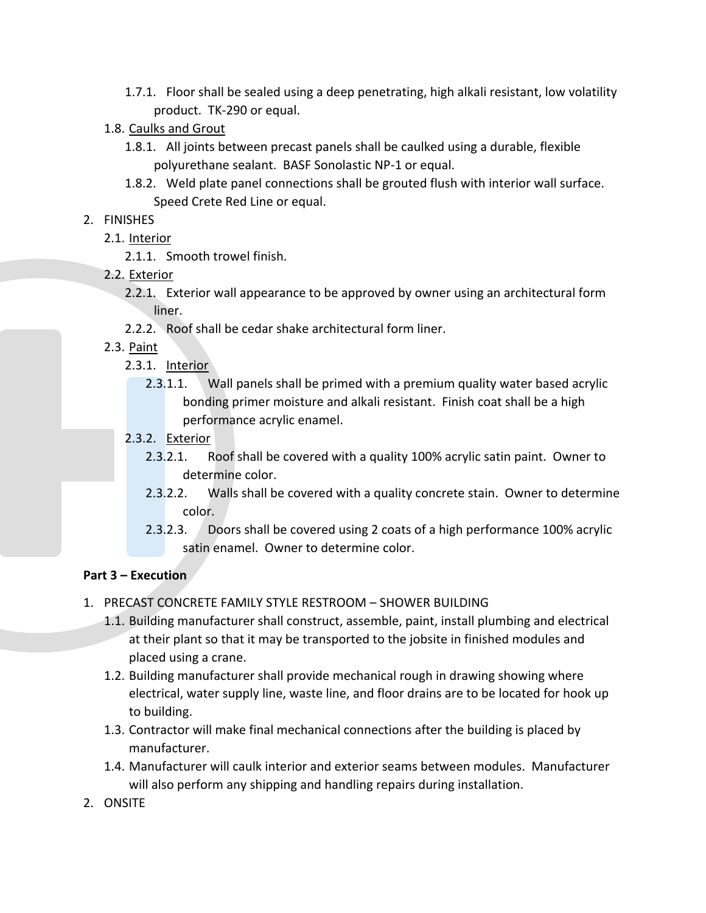- 1.7.1. Floor shall be sealed using a deep penetrating, high alkali resistant, low volatility product. TK-290 or equal.

1.8. Caulks and Grout

- 1.8.1. All joints between precast panels shall be caulked using a durable, flexible polyurethane sealant. BASF Sonolastic NP-1 or equal.
- 1.8.2. Weld plate panel connections shall be grouted flush with interior wall surface. Speed Crete Red Line or equal.

2. FINISHES

2.1. Interior

- 2.1.1. Smooth trowel finish.

2.2. Exterior

- 2.2.1. Exterior wall appearance to be approved by owner using an architectural form liner.
- 2.2.2. Roof shall be cedar shake architectural form liner.

2.3. Paint

2.3.1. Interior

- 2.3.1.1. Wall panels shall be primed with a premium quality water based acrylic bonding primer moisture and alkali resistant. Finish coat shall be a high performance acrylic enamel.

2.3.2. Exterior

- 2.3.2.1. Roof shall be covered with a quality 100% acrylic satin paint. Owner to determine color.
- 2.3.2.2. Walls shall be covered with a quality concrete stain. Owner to determine color.
- 2.3.2.3. Doors shall be covered using 2 coats of a high performance 100% acrylic satin enamel. Owner to determine color.

**Part 3 – Execution**

1. PRECAST CONCRETE FAMILY STYLE RESTROOM – SHOWER BUILDING

- 1.1. Building manufacturer shall construct, assemble, paint, install plumbing and electrical at their plant so that it may be transported to the jobsite in finished modules and placed using a crane.
- 1.2. Building manufacturer shall provide mechanical rough in drawing showing where electrical, water supply line, waste line, and floor drains are to be located for hook up to building.
- 1.3. Contractor will make final mechanical connections after the building is placed by manufacturer.
- 1.4. Manufacturer will caulk interior and exterior seams between modules. Manufacturer will also perform any shipping and handling repairs during installation.

2. ONSITE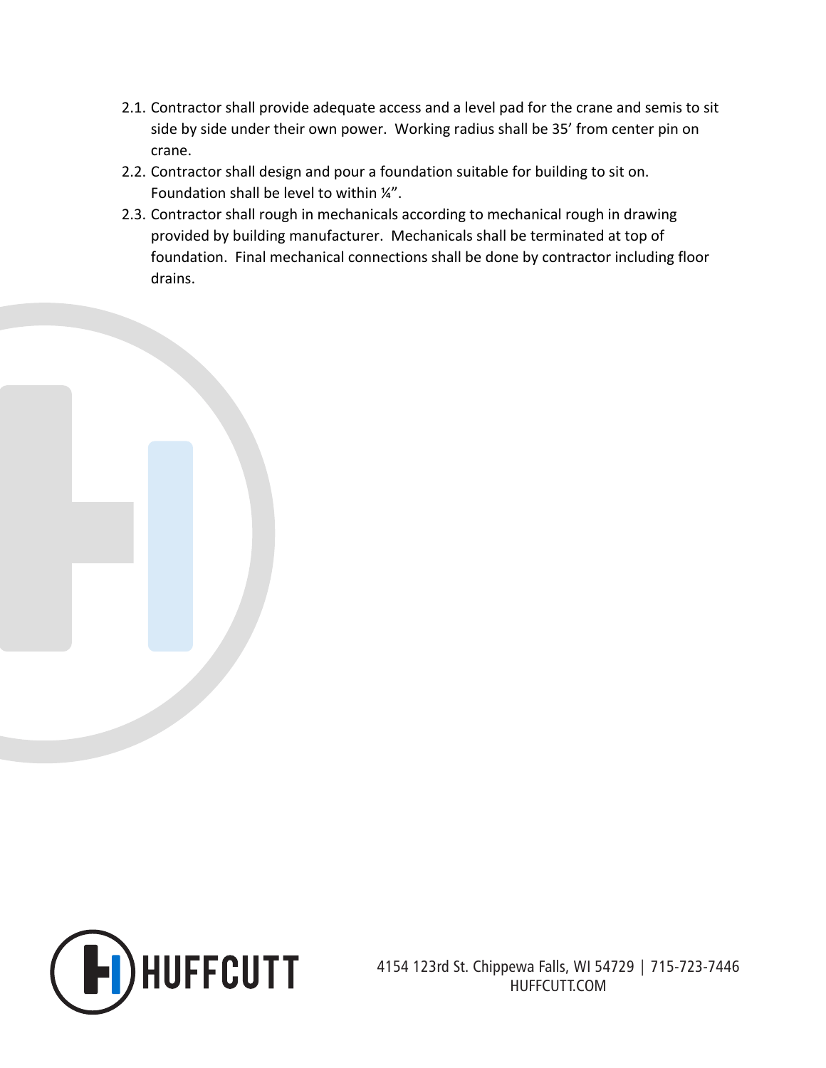2.1. Contractor shall provide adequate access and a level pad for the crane and semis to sit side by side under their own power. Working radius shall be 35' from center pin on crane.

2.2. Contractor shall design and pour a foundation suitable for building to sit on. Foundation shall be level to within ¼".

2.3. Contractor shall rough in mechanicals according to mechanical rough in drawing provided by building manufacturer. Mechanicals shall be terminated at top of foundation. Final mechanical connections shall be done by contractor including floor drains.